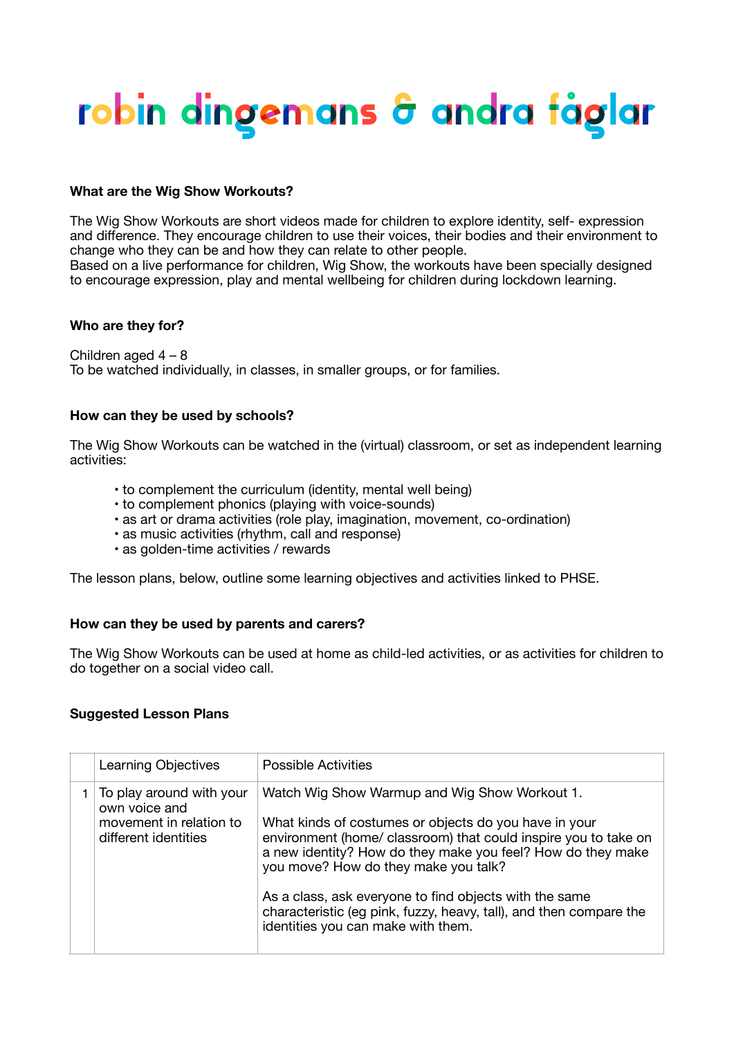# robin dingemans & andra făgăr

### What are the Wig Show Workouts?

The Wig Show Workouts are short videos made for children to explore identity, self- expression and difference. They encourage children to use their voices, their bodies and their environment to change who they can be and how they can relate to other people.
Based on a live performance for children, Wig Show, the workouts have been specially designed to encourage expression, play and mental wellbeing for children during lockdown learning.

### Who are they for?

Children aged 4 – 8
To be watched individually, in classes, in smaller groups, or for families.

### How can they be used by schools?

The Wig Show Workouts can be watched in the (virtual) classroom, or set as independent learning activities:

- to complement the curriculum (identity, mental well being)
- to complement phonics (playing with voice-sounds)
- as art or drama activities (role play, imagination, movement, co-ordination)
- as music activities (rhythm, call and response)
- as golden-time activities / rewards

The lesson plans, below, outline some learning objectives and activities linked to PHSE.

### How can they be used by parents and carers?

The Wig Show Workouts can be used at home as child-led activities, or as activities for children to do together on a social video call.

### Suggested Lesson Plans

| | Learning Objectives | Possible Activities |
|---|---|---|
| 1 | To play around with your own voice and movement in relation to different identities | Watch Wig Show Warmup and Wig Show Workout 1.<br><br>What kinds of costumes or objects do you have in your environment (home/ classroom) that could inspire you to take on a new identity? How do they make you feel? How do they make you move? How do they make you talk?<br><br>As a class, ask everyone to find objects with the same characteristic (eg pink, fuzzy, heavy, tall), and then compare the identities you can make with them. |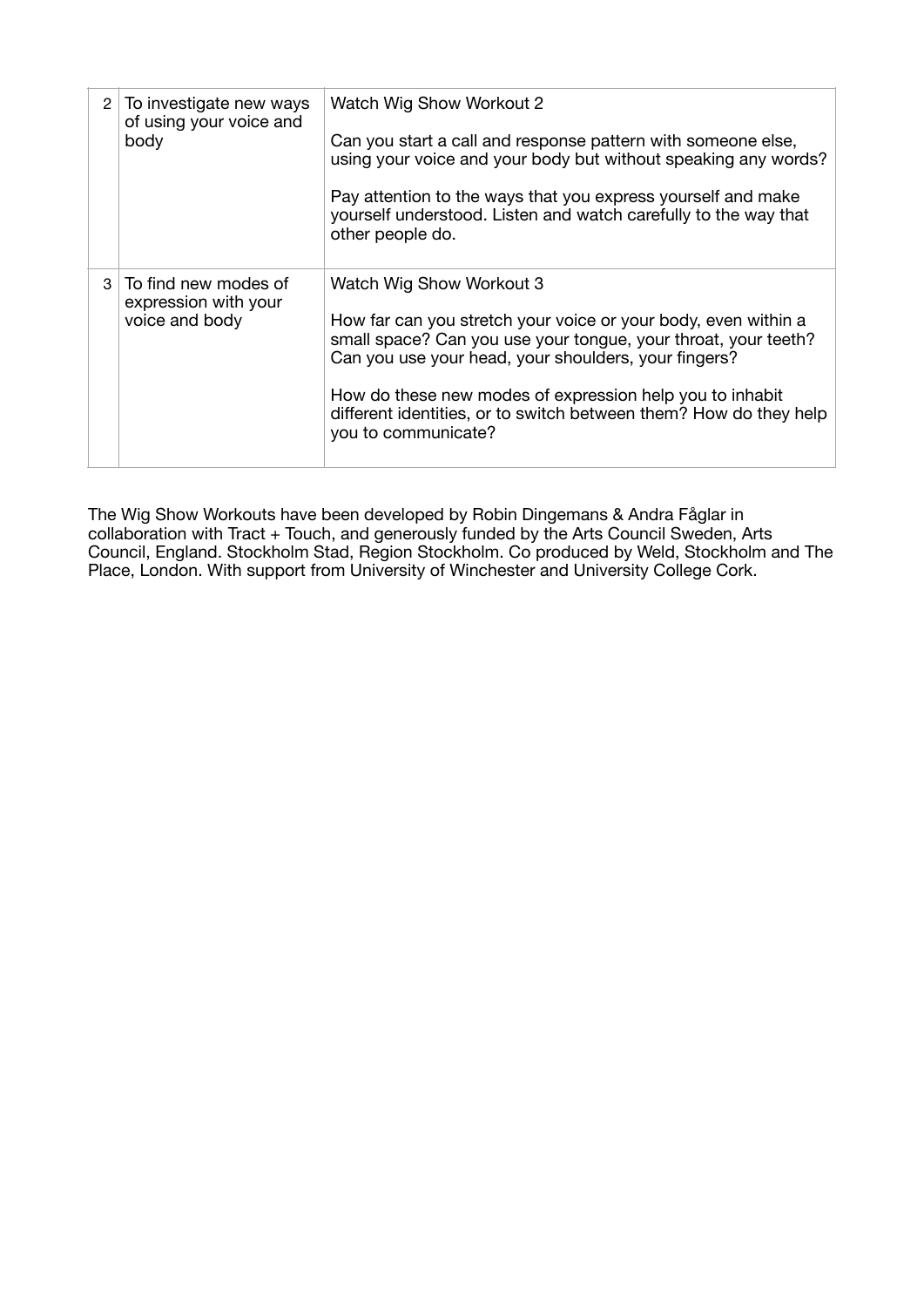| | | |
|---|---|---|
| 2 | To investigate new ways of using your voice and body | Watch Wig Show Workout 2<br><br>Can you start a call and response pattern with someone else, using your voice and your body but without speaking any words?<br><br>Pay attention to the ways that you express yourself and make yourself understood. Listen and watch carefully to the way that other people do. |
| 3 | To find new modes of expression with your voice and body | Watch Wig Show Workout 3<br><br>How far can you stretch your voice or your body, even within a small space? Can you use your tongue, your throat, your teeth? Can you use your head, your shoulders, your fingers?<br><br>How do these new modes of expression help you to inhabit different identities, or to switch between them? How do they help you to communicate? |

The Wig Show Workouts have been developed by Robin Dingemans & Andra Fåglar in collaboration with Tract + Touch, and generously funded by the Arts Council Sweden, Arts Council, England. Stockholm Stad, Region Stockholm. Co produced by Weld, Stockholm and The Place, London. With support from University of Winchester and University College Cork.